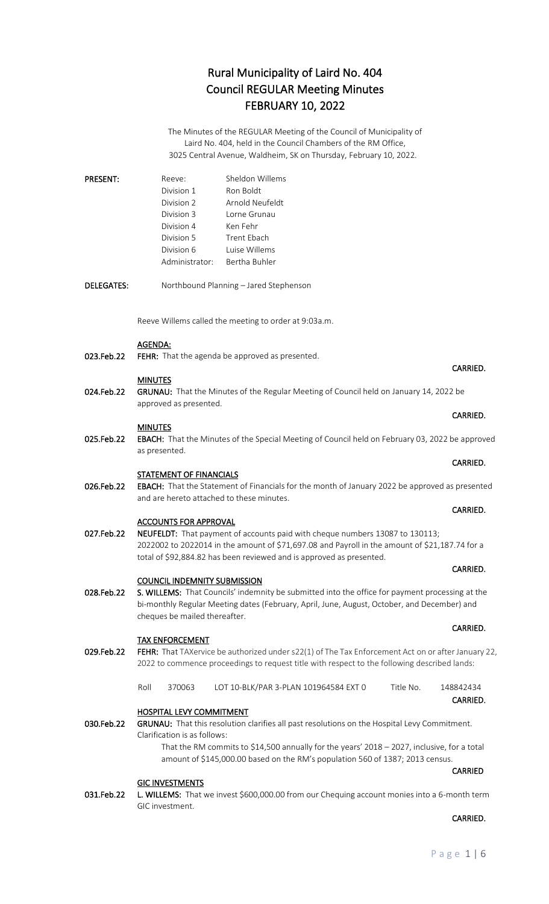# Rural Municipality of Laird No. 404
# Council REGULAR Meeting Minutes
# FEBRUARY 10, 2022

The Minutes of the REGULAR Meeting of the Council of Municipality of Laird No. 404, held in the Council Chambers of the RM Office, 3025 Central Avenue, Waldheim, SK on Thursday, February 10, 2022.

**PRESENT:**

| | |
|---|---|
| Reeve: | Sheldon Willems |
| Division 1 | Ron Boldt |
| Division 2 | Arnold Neufeldt |
| Division 3 | Lorne Grunau |
| Division 4 | Ken Fehr |
| Division 5 | Trent Ebach |
| Division 6 | Luise Willems |
| Administrator: | Bertha Buhler |

**DELEGATES:** Northbound Planning – Jared Stephenson

Reeve Willems called the meeting to order at 9:03a.m.

**AGENDA:**

023.Feb.22 **FEHR:** That the agenda be approved as presented.

**CARRIED.**

**MINUTES**

024.Feb.22 **GRUNAU:** That the Minutes of the Regular Meeting of Council held on January 14, 2022 be approved as presented.

**CARRIED.**

**MINUTES**

025.Feb.22 **EBACH:** That the Minutes of the Special Meeting of Council held on February 03, 2022 be approved as presented.

**CARRIED.**

**STATEMENT OF FINANCIALS**

026.Feb.22 **EBACH:** That the Statement of Financials for the month of January 2022 be approved as presented and are hereto attached to these minutes.

**CARRIED.**

**ACCOUNTS FOR APPROVAL**

027.Feb.22 **NEUFELDT:** That payment of accounts paid with cheque numbers 13087 to 130113; 2022002 to 2022014 in the amount of $71,697.08 and Payroll in the amount of $21,187.74 for a total of $92,884.82 has been reviewed and is approved as presented.

**CARRIED.**

**COUNCIL INDEMNITY SUBMISSION**

028.Feb.22 **S. WILLEMS:** That Councils' indemnity be submitted into the office for payment processing at the bi-monthly Regular Meeting dates (February, April, June, August, October, and December) and cheques be mailed thereafter.

**CARRIED.**

**TAX ENFORCEMENT**

029.Feb.22 **FEHR:** That TAXervice be authorized under s22(1) of The Tax Enforcement Act on or after January 22, 2022 to commence proceedings to request title with respect to the following described lands:

| Roll | 370063 | LOT 10-BLK/PAR 3-PLAN 101964584 EXT 0 | Title No. | 148842434 |
|---|---|---|---|---|

**CARRIED.**

**HOSPITAL LEVY COMMITMENT**

030.Feb.22 **GRUNAU:** That this resolution clarifies all past resolutions on the Hospital Levy Commitment. Clarification is as follows:

That the RM commits to $14,500 annually for the years' 2018 – 2027, inclusive, for a total amount of $145,000.00 based on the RM's population 560 of 1387; 2013 census.

**CARRIED**

**GIC INVESTMENTS**

031.Feb.22 **L. WILLEMS:** That we invest $600,000.00 from our Chequing account monies into a 6-month term GIC investment.

**CARRIED.**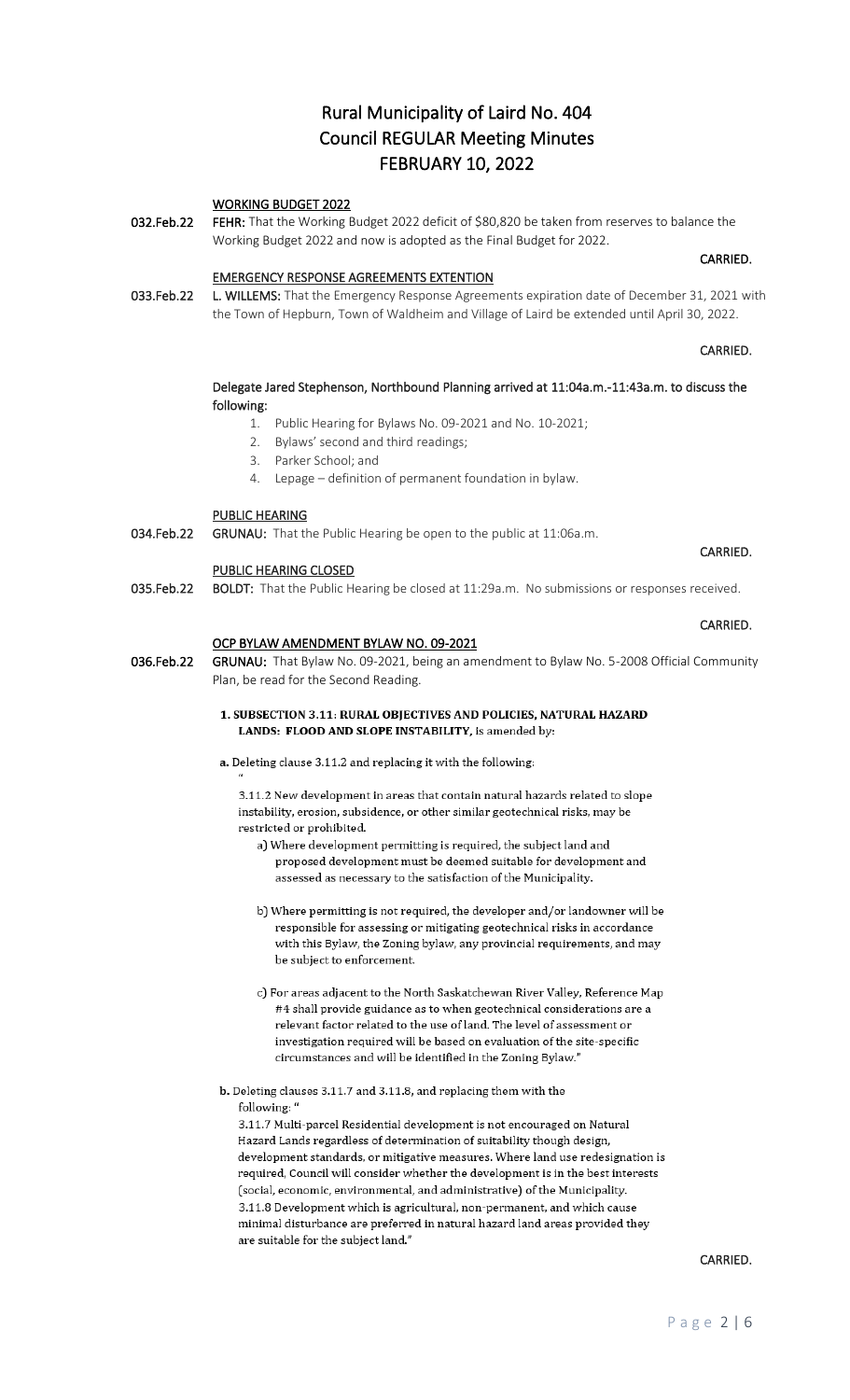# Rural Municipality of Laird No. 404
# Council REGULAR Meeting Minutes
# FEBRUARY 10, 2022

**WORKING BUDGET 2022**

**032.Feb.22** **FEHR:** That the Working Budget 2022 deficit of $80,820 be taken from reserves to balance the Working Budget 2022 and now is adopted as the Final Budget for 2022.

**CARRIED.**

**EMERGENCY RESPONSE AGREEMENTS EXTENTION**

**033.Feb.22** **L. WILLEMS:** That the Emergency Response Agreements expiration date of December 31, 2021 with the Town of Hepburn, Town of Waldheim and Village of Laird be extended until April 30, 2022.

**CARRIED.**

**Delegate Jared Stephenson, Northbound Planning arrived at 11:04a.m.-11:43a.m. to discuss the following:**

1. Public Hearing for Bylaws No. 09-2021 and No. 10-2021;
2. Bylaws' second and third readings;
3. Parker School; and
4. Lepage – definition of permanent foundation in bylaw.

**PUBLIC HEARING**

**034.Feb.22** **GRUNAU:** That the Public Hearing be open to the public at 11:06a.m.

**CARRIED.**

**PUBLIC HEARING CLOSED**

**035.Feb.22** **BOLDT:** That the Public Hearing be closed at 11:29a.m. No submissions or responses received.

**CARRIED.**

**OCP BYLAW AMENDMENT BYLAW NO. 09-2021**

**036.Feb.22** **GRUNAU:** That Bylaw No. 09-2021, being an amendment to Bylaw No. 5-2008 Official Community Plan, be read for the Second Reading.

**1. SUBSECTION 3.11: RURAL OBJECTIVES AND POLICIES, NATURAL HAZARD LANDS: FLOOD AND SLOPE INSTABILITY,** is amended by:

**a.** Deleting clause 3.11.2 and replacing it with the following:

"

3.11.2 New development in areas that contain natural hazards related to slope instability, erosion, subsidence, or other similar geotechnical risks, may be restricted or prohibited.

a) Where development permitting is required, the subject land and proposed development must be deemed suitable for development and assessed as necessary to the satisfaction of the Municipality.

b) Where permitting is not required, the developer and/or landowner will be responsible for assessing or mitigating geotechnical risks in accordance with this Bylaw, the Zoning bylaw, any provincial requirements, and may be subject to enforcement.

c) For areas adjacent to the North Saskatchewan River Valley, Reference Map #4 shall provide guidance as to when geotechnical considerations are a relevant factor related to the use of land. The level of assessment or investigation required will be based on evaluation of the site-specific circumstances and will be identified in the Zoning Bylaw."

**b.** Deleting clauses 3.11.7 and 3.11.8, and replacing them with the following: "

3.11.7 Multi-parcel Residential development is not encouraged on Natural Hazard Lands regardless of determination of suitability though design, development standards, or mitigative measures. Where land use redesignation is required, Council will consider whether the development is in the best interests (social, economic, environmental, and administrative) of the Municipality.

3.11.8 Development which is agricultural, non-permanent, and which cause minimal disturbance are preferred in natural hazard land areas provided they are suitable for the subject land."

**CARRIED.**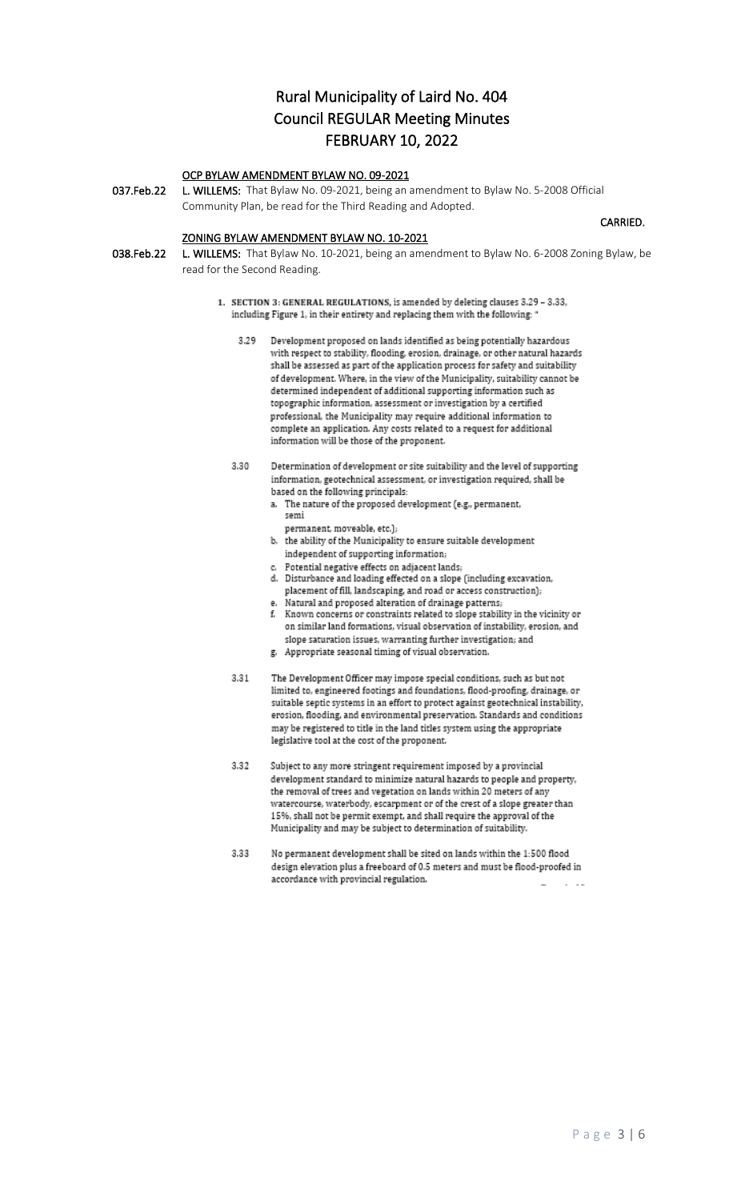# Rural Municipality of Laird No. 404
# Council REGULAR Meeting Minutes
# FEBRUARY 10, 2022

**OCP BYLAW AMENDMENT BYLAW NO. 09-2021**

**037.Feb.22** **L. WILLEMS:** That Bylaw No. 09-2021, being an amendment to Bylaw No. 5-2008 Official Community Plan, be read for the Third Reading and Adopted.

**CARRIED.**

**ZONING BYLAW AMENDMENT BYLAW NO. 10-2021**

**038.Feb.22** **L. WILLEMS:** That Bylaw No. 10-2021, being an amendment to Bylaw No. 6-2008 Zoning Bylaw, be read for the Second Reading.

1. **SECTION 3: GENERAL REGULATIONS,** is amended by deleting clauses 3.29 – 3.33, including Figure 1, in their entirety and replacing them with the following: "

3.29 Development proposed on lands identified as being potentially hazardous with respect to stability, flooding, erosion, drainage, or other natural hazards shall be assessed as part of the application process for safety and suitability of development. Where, in the view of the Municipality, suitability cannot be determined independent of additional supporting information such as topographic information, assessment or investigation by a certified professional, the Municipality may require additional information to complete an application. Any costs related to a request for additional information will be those of the proponent.

3.30 Determination of development or site suitability and the level of supporting information, geotechnical assessment, or investigation required, shall be based on the following principals:

a. The nature of the proposed development (e.g., permanent, semi permanent, moveable, etc.);
b. the ability of the Municipality to ensure suitable development independent of supporting information;
c. Potential negative effects on adjacent lands;
d. Disturbance and loading effected on a slope (including excavation, placement of fill, landscaping, and road or access construction);
e. Natural and proposed alteration of drainage patterns;
f. Known concerns or constraints related to slope stability in the vicinity or on similar land formations, visual observation of instability, erosion, and slope saturation issues, warranting further investigation; and
g. Appropriate seasonal timing of visual observation.

3.31 The Development Officer may impose special conditions, such as but not limited to, engineered footings and foundations, flood-proofing, drainage, or suitable septic systems in an effort to protect against geotechnical instability, erosion, flooding, and environmental preservation. Standards and conditions may be registered to title in the land titles system using the appropriate legislative tool at the cost of the proponent.

3.32 Subject to any more stringent requirement imposed by a provincial development standard to minimize natural hazards to people and property, the removal of trees and vegetation on lands within 20 meters of any watercourse, waterbody, escarpment or of the crest of a slope greater than 15%, shall not be permit exempt, and shall require the approval of the Municipality and may be subject to determination of suitability.

3.33 No permanent development shall be sited on lands within the 1:500 flood design elevation plus a freeboard of 0.5 meters and must be flood-proofed in accordance with provincial regulation.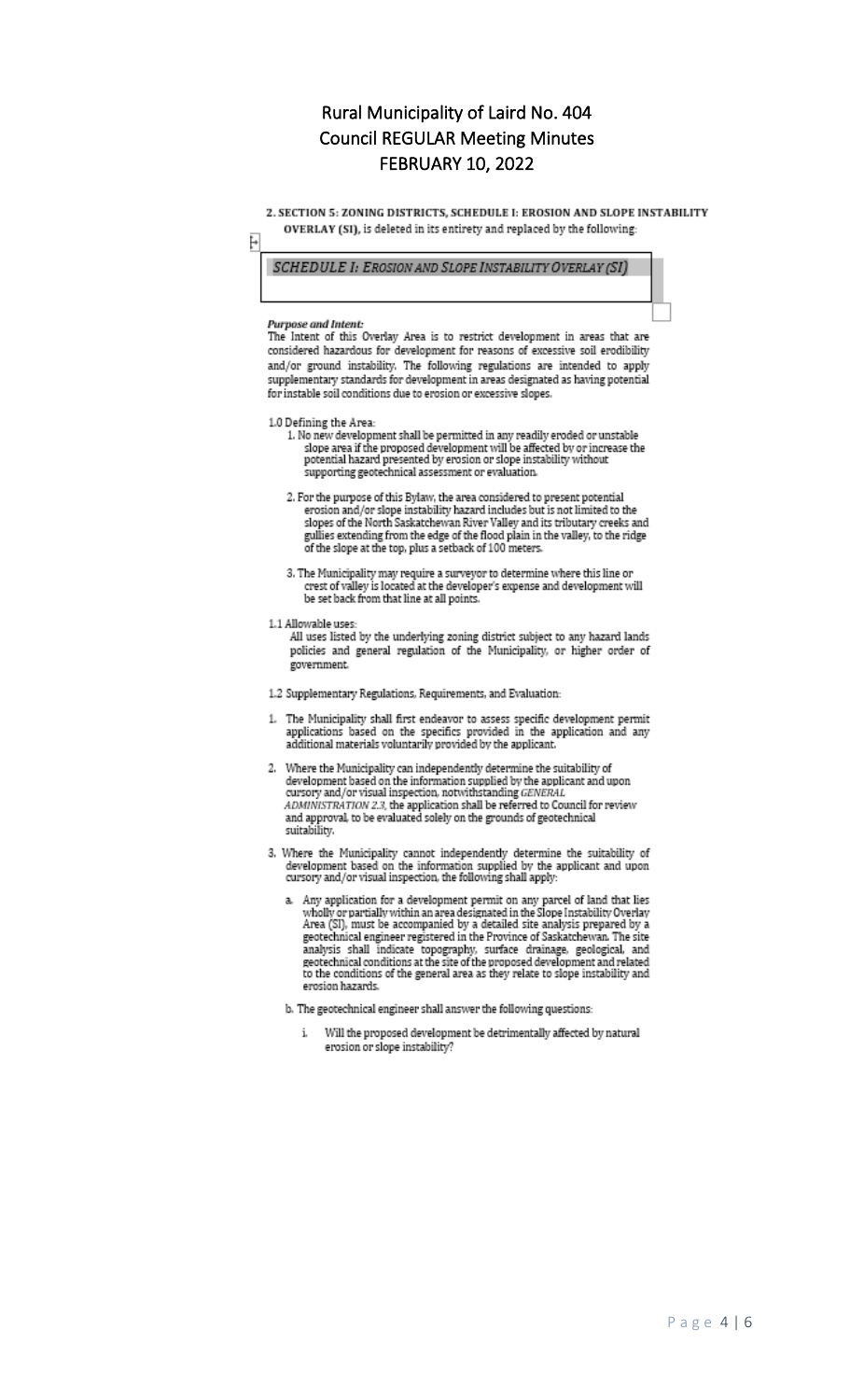# Rural Municipality of Laird No. 404
## Council REGULAR Meeting Minutes
## FEBRUARY 10, 2022

**2. SECTION 5: ZONING DISTRICTS, SCHEDULE I: EROSION AND SLOPE INSTABILITY OVERLAY (SI),** is deleted in its entirety and replaced by the following:

### *SCHEDULE I: EROSION AND SLOPE INSTABILITY OVERLAY (SI)*

***Purpose and Intent:***
The Intent of this Overlay Area is to restrict development in areas that are considered hazardous for development for reasons of excessive soil erodibility and/or ground instability. The following regulations are intended to apply supplementary standards for development in areas designated as having potential for instable soil conditions due to erosion or excessive slopes.

1.0 Defining the Area:

1. No new development shall be permitted in any readily eroded or unstable slope area if the proposed development will be affected by or increase the potential hazard presented by erosion or slope instability without supporting geotechnical assessment or evaluation.

2. For the purpose of this Bylaw, the area considered to present potential erosion and/or slope instability hazard includes but is not limited to the slopes of the North Saskatchewan River Valley and its tributary creeks and gullies extending from the edge of the flood plain in the valley, to the ridge of the slope at the top, plus a setback of 100 meters.

3. The Municipality may require a surveyor to determine where this line or crest of valley is located at the developer's expense and development will be set back from that line at all points.

1.1 Allowable uses:
All uses listed by the underlying zoning district subject to any hazard lands policies and general regulation of the Municipality, or higher order of government.

1.2 Supplementary Regulations, Requirements, and Evaluation:

1. The Municipality shall first endeavor to assess specific development permit applications based on the specifics provided in the application and any additional materials voluntarily provided by the applicant.

2. Where the Municipality can independently determine the suitability of development based on the information supplied by the applicant and upon cursory and/or visual inspection, notwithstanding *GENERAL ADMINISTRATION 2.3*, the application shall be referred to Council for review and approval, to be evaluated solely on the grounds of geotechnical suitability.

3. Where the Municipality cannot independently determine the suitability of development based on the information supplied by the applicant and upon cursory and/or visual inspection, the following shall apply:

   a. Any application for a development permit on any parcel of land that lies wholly or partially within an area designated in the Slope Instability Overlay Area (SI), must be accompanied by a detailed site analysis prepared by a geotechnical engineer registered in the Province of Saskatchewan. The site analysis shall indicate topography, surface drainage, geological, and geotechnical conditions at the site of the proposed development and related to the conditions of the general area as they relate to slope instability and erosion hazards.

   b. The geotechnical engineer shall answer the following questions:

      i. Will the proposed development be detrimentally affected by natural erosion or slope instability?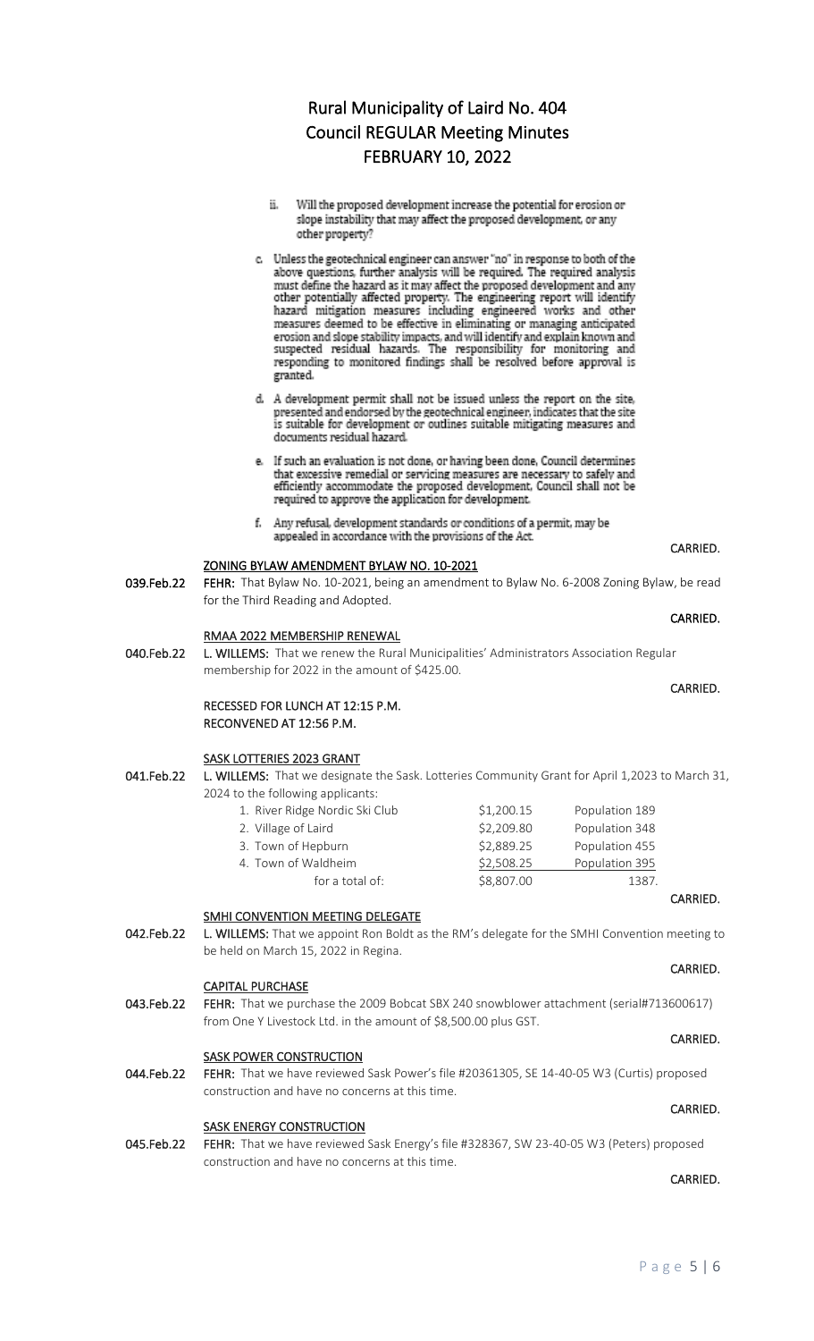# Rural Municipality of Laird No. 404
# Council REGULAR Meeting Minutes
# FEBRUARY 10, 2022

ii. Will the proposed development increase the potential for erosion or slope instability that may affect the proposed development, or any other property?

c. Unless the geotechnical engineer can answer "no" in response to both of the above questions, further analysis will be required. The required analysis must define the hazard as it may affect the proposed development and any other potentially affected property. The engineering report will identify hazard mitigation measures including engineered works and other measures deemed to be effective in eliminating or managing anticipated erosion and slope stability impacts, and will identify and explain known and suspected residual hazards. The responsibility for monitoring and responding to monitored findings shall be resolved before approval is granted.

d. A development permit shall not be issued unless the report on the site, presented and endorsed by the geotechnical engineer, indicates that the site is suitable for development or outlines suitable mitigating measures and documents residual hazard.

e. If such an evaluation is not done, or having been done, Council determines that excessive remedial or servicing measures are necessary to safely and efficiently accommodate the proposed development, Council shall not be required to approve the application for development.

f. Any refusal, development standards or conditions of a permit, may be appealed in accordance with the provisions of the Act.

CARRIED.

**ZONING BYLAW AMENDMENT BYLAW NO. 10-2021**

039.Feb.22 **FEHR:** That Bylaw No. 10-2021, being an amendment to Bylaw No. 6-2008 Zoning Bylaw, be read for the Third Reading and Adopted.

CARRIED.

**RMAA 2022 MEMBERSHIP RENEWAL**

040.Feb.22 **L. WILLEMS:** That we renew the Rural Municipalities' Administrators Association Regular membership for 2022 in the amount of $425.00.

CARRIED.

RECESSED FOR LUNCH AT 12:15 P.M.
RECONVENED AT 12:56 P.M.

**SASK LOTTERIES 2023 GRANT**

041.Feb.22 **L. WILLEMS:** That we designate the Sask. Lotteries Community Grant for April 1,2023 to March 31, 2024 to the following applicants:

| Applicant | Amount | Population |
|---|---|---|
| 1. River Ridge Nordic Ski Club | $1,200.15 | Population 189 |
| 2. Village of Laird | $2,209.80 | Population 348 |
| 3. Town of Hepburn | $2,889.25 | Population 455 |
| 4. Town of Waldheim | $2,508.25 | Population 395 |
| for a total of: | $8,807.00 | 1387. |

CARRIED.

**SMHI CONVENTION MEETING DELEGATE**

042.Feb.22 **L. WILLEMS:** That we appoint Ron Boldt as the RM's delegate for the SMHI Convention meeting to be held on March 15, 2022 in Regina.

CARRIED.

**CAPITAL PURCHASE**

043.Feb.22 **FEHR:** That we purchase the 2009 Bobcat SBX 240 snowblower attachment (serial#713600617) from One Y Livestock Ltd. in the amount of $8,500.00 plus GST.

CARRIED.

**SASK POWER CONSTRUCTION**

044.Feb.22 **FEHR:** That we have reviewed Sask Power's file #20361305, SE 14-40-05 W3 (Curtis) proposed construction and have no concerns at this time.

CARRIED.

**SASK ENERGY CONSTRUCTION**

045.Feb.22 **FEHR:** That we have reviewed Sask Energy's file #328367, SW 23-40-05 W3 (Peters) proposed construction and have no concerns at this time.

CARRIED.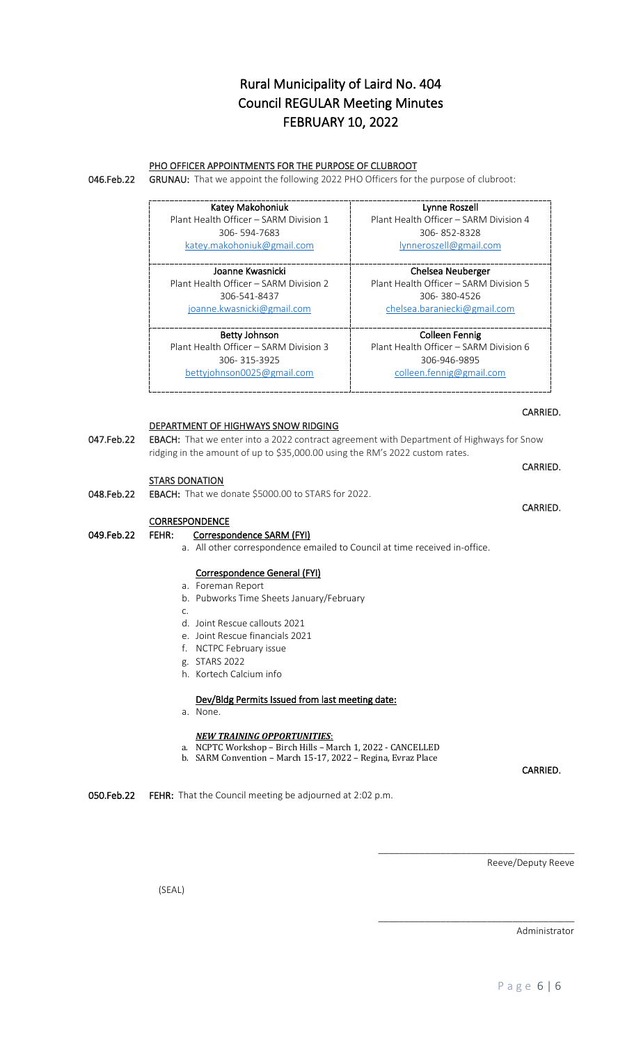# Rural Municipality of Laird No. 404
# Council REGULAR Meeting Minutes
# FEBRUARY 10, 2022

**PHO OFFICER APPOINTMENTS FOR THE PURPOSE OF CLUBROOT**

**046.Feb.22** **GRUNAU:** That we appoint the following 2022 PHO Officers for the purpose of clubroot:

| | |
|---|---|
| **Katey Makohoniuk**<br>Plant Health Officer – SARM Division 1<br>306- 594-7683<br>katey.makohoniuk@gmail.com | **Lynne Roszell**<br>Plant Health Officer – SARM Division 4<br>306- 852-8328<br>lynneroszell@gmail.com |
| **Joanne Kwasnicki**<br>Plant Health Officer – SARM Division 2<br>306-541-8437<br>joanne.kwasnicki@gmail.com | **Chelsea Neuberger**<br>Plant Health Officer – SARM Division 5<br>306- 380-4526<br>chelsea.baraniecki@gmail.com |
| **Betty Johnson**<br>Plant Health Officer – SARM Division 3<br>306- 315-3925<br>bettyjohnson0025@gmail.com | **Colleen Fennig**<br>Plant Health Officer – SARM Division 6<br>306-946-9895<br>colleen.fennig@gmail.com |

**CARRIED.**

**DEPARTMENT OF HIGHWAYS SNOW RIDGING**

**047.Feb.22** **EBACH:** That we enter into a 2022 contract agreement with Department of Highways for Snow ridging in the amount of up to $35,000.00 using the RM's 2022 custom rates.

**CARRIED.**

**STARS DONATION**

**048.Feb.22** **EBACH:** That we donate $5000.00 to STARS for 2022.

**CARRIED.**

**CORRESPONDENCE**

**049.Feb.22** **FEHR:** **Correspondence SARM (FYI)**

a. All other correspondence emailed to Council at time received in-office.

**Correspondence General (FYI)**

a. Foreman Report
b. Pubworks Time Sheets January/February
c.
d. Joint Rescue callouts 2021
e. Joint Rescue financials 2021
f. NCTPC February issue
g. STARS 2022
h. Kortech Calcium info

**Dev/Bldg Permits Issued from last meeting date:**

a. None.

***NEW TRAINING OPPORTUNITIES:***

a. NCPTC Workshop – Birch Hills – March 1, 2022 - CANCELLED
b. SARM Convention – March 15-17, 2022 – Regina, Evraz Place

**CARRIED.**

**050.Feb.22** **FEHR:** That the Council meeting be adjourned at 2:02 p.m.

\_\_\_\_\_\_\_\_\_\_\_\_\_\_\_\_\_\_\_\_\_\_\_\_\_\_\_\_\_\_\_\_\_\_\_\_\_\_
Reeve/Deputy Reeve

(SEAL)

\_\_\_\_\_\_\_\_\_\_\_\_\_\_\_\_\_\_\_\_\_\_\_\_\_\_\_\_\_\_\_\_\_\_\_\_\_\_
Administrator